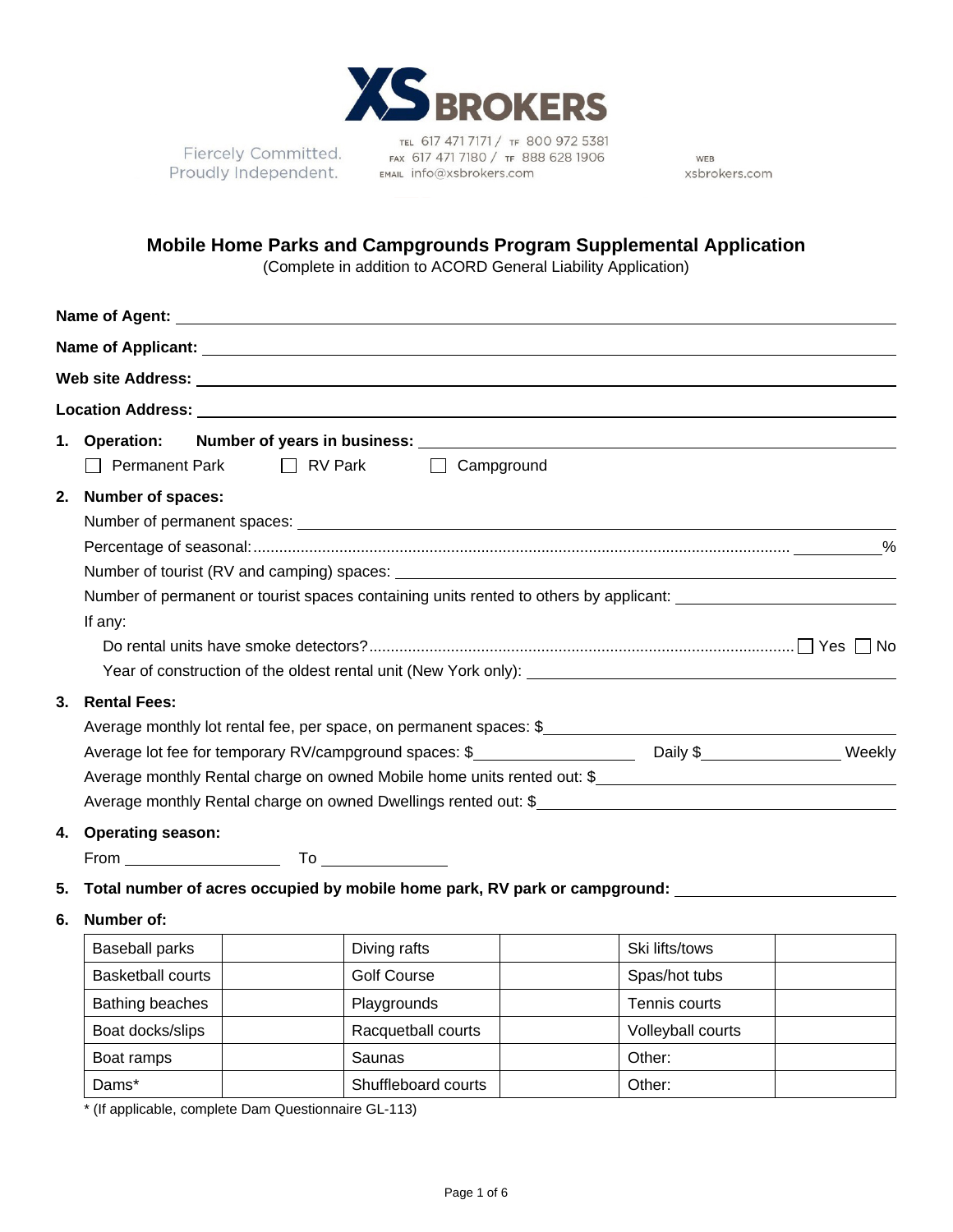XS BROKERS

Fiercely Committed.
Proudly Independent.

TEL 617 471 7171 / TF 800 972 5381
FAX 617 471 7180 / TF 888 628 1906
EMAIL info@xsbrokers.com

WEB
xsbrokers.com

## Mobile Home Parks and Campgrounds Program Supplemental Application

(Complete in addition to ACORD General Liability Application)

**Name of Agent:** ______________________________

**Name of Applicant:** ______________________________

**Web site Address:** ______________________________

**Location Address:** ______________________________

1. **Operation:** **Number of years in business:** ______________________________

   ☐ Permanent Park ☐ RV Park ☐ Campground

2. **Number of spaces:**

   Number of permanent spaces: ______________________________

   Percentage of seasonal:........................................................ __________%

   Number of tourist (RV and camping) spaces: ______________________________

   Number of permanent or tourist spaces containing units rented to others by applicant: ______________

   If any:

   Do rental units have smoke detectors?........................................ ☐ Yes ☐ No

   Year of construction of the oldest rental unit (New York only): ______________________________

3. **Rental Fees:**

   Average monthly lot rental fee, per space, on permanent spaces: $______________________________

   Average lot fee for temporary RV/campground spaces: $______________ Daily $______________ Weekly

   Average monthly Rental charge on owned Mobile home units rented out: $______________________________

   Average monthly Rental charge on owned Dwellings rented out: $______________________________

4. **Operating season:**

   From ______________ To ______________

5. **Total number of acres occupied by mobile home park, RV park or campground:** ______________

6. **Number of:**

| | | | | | |
|---|---|---|---|---|---|
| Baseball parks | | Diving rafts | | Ski lifts/tows | |
| Basketball courts | | Golf Course | | Spas/hot tubs | |
| Bathing beaches | | Playgrounds | | Tennis courts | |
| Boat docks/slips | | Racquetball courts | | Volleyball courts | |
| Boat ramps | | Saunas | | Other: | |
| Dams* | | Shuffleboard courts | | Other: | |

\* (If applicable, complete Dam Questionnaire GL-113)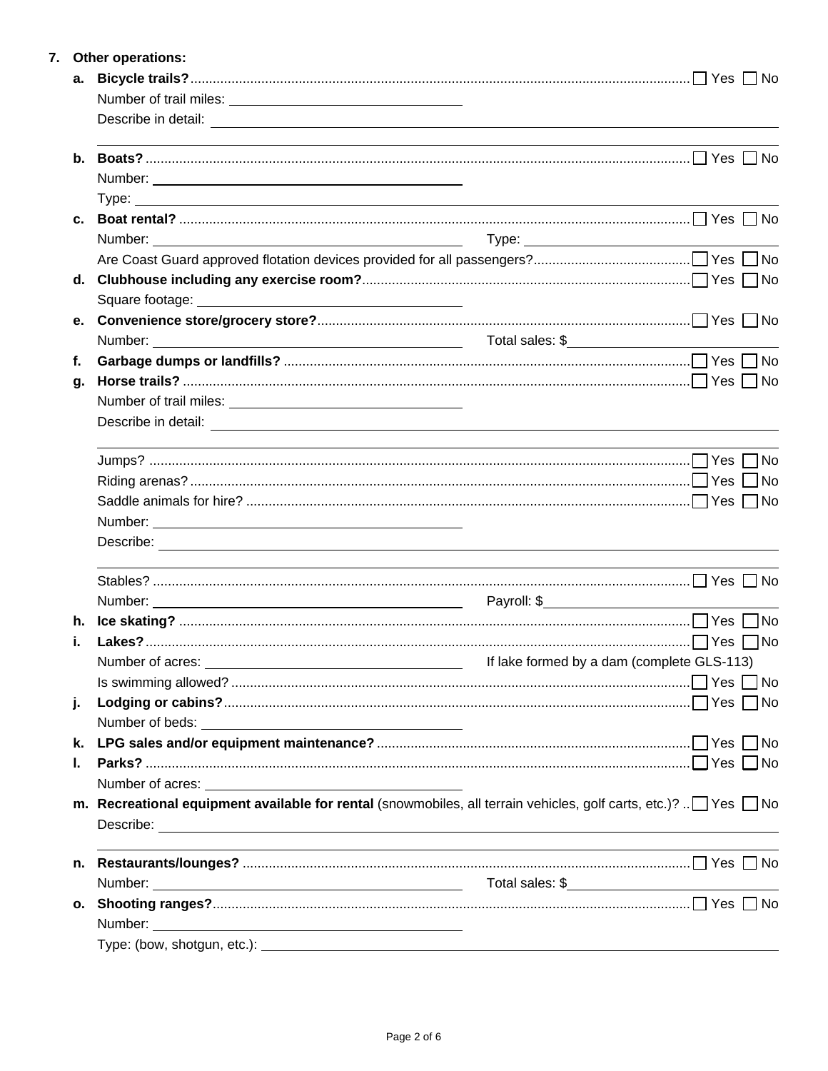7. **Other operations:**

a. **Bicycle trails?** ☐ Yes ☐ No

Number of trail miles: ____________________

Describe in detail: ____________________

____________________

b. **Boats?** ☐ Yes ☐ No

Number: ____________________

Type: ____________________

c. **Boat rental?** ☐ Yes ☐ No

Number: ____________________ Type: ____________________

Are Coast Guard approved flotation devices provided for all passengers? ☐ Yes ☐ No

d. **Clubhouse including any exercise room?** ☐ Yes ☐ No

Square footage: ____________________

e. **Convenience store/grocery store?** ☐ Yes ☐ No

Number: ____________________ Total sales: $____________________

f. **Garbage dumps or landfills?** ☐ Yes ☐ No

g. **Horse trails?** ☐ Yes ☐ No

Number of trail miles: ____________________

Describe in detail: ____________________

____________________

Jumps? ☐ Yes ☐ No

Riding arenas? ☐ Yes ☐ No

Saddle animals for hire? ☐ Yes ☐ No

Number: ____________________

Describe: ____________________

____________________

Stables? ☐ Yes ☐ No

Number: ____________________ Payroll: $____________________

h. **Ice skating?** ☐ Yes ☐ No

i. **Lakes?** ☐ Yes ☐ No

Number of acres: ____________________ If lake formed by a dam (complete GLS-113)

Is swimming allowed? ☐ Yes ☐ No

j. **Lodging or cabins?** ☐ Yes ☐ No

Number of beds: ____________________

k. **LPG sales and/or equipment maintenance?** ☐ Yes ☐ No

l. **Parks?** ☐ Yes ☐ No

Number of acres: ____________________

m. **Recreational equipment available for rental** (snowmobiles, all terrain vehicles, golf carts, etc.)? ☐ Yes ☐ No

Describe: ____________________

____________________

n. **Restaurants/lounges?** ☐ Yes ☐ No

Number: ____________________ Total sales: $____________________

o. **Shooting ranges?** ☐ Yes ☐ No

Number: ____________________

Type: (bow, shotgun, etc.): ____________________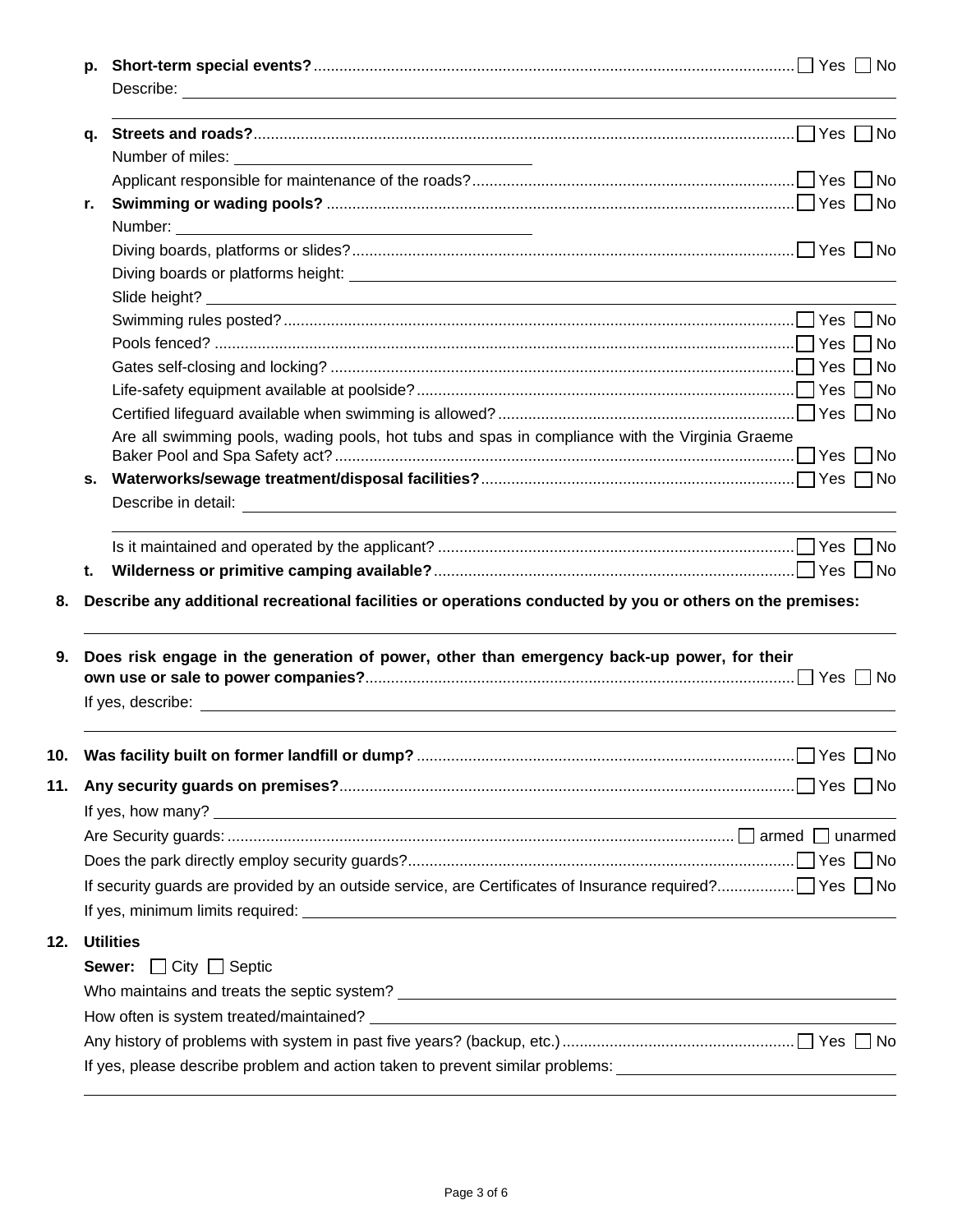**p. Short-term special events?** ☐ Yes ☐ No

Describe: \_\_\_\_\_\_\_\_\_\_\_\_\_\_\_\_\_\_\_\_\_\_\_\_\_\_\_\_\_\_\_\_\_\_\_\_\_\_\_\_

**q. Streets and roads?** ☐ Yes ☐ No

Number of miles: \_\_\_\_\_\_\_\_\_\_\_\_\_\_\_\_\_\_\_\_

Applicant responsible for maintenance of the roads? ☐ Yes ☐ No

**r. Swimming or wading pools?** ☐ Yes ☐ No

Number: \_\_\_\_\_\_\_\_\_\_\_\_\_\_\_\_\_\_\_\_

Diving boards, platforms or slides? ☐ Yes ☐ No

Diving boards or platforms height: \_\_\_\_\_\_\_\_\_\_\_\_\_\_\_\_\_\_\_\_

Slide height? \_\_\_\_\_\_\_\_\_\_\_\_\_\_\_\_\_\_\_\_

Swimming rules posted? ☐ Yes ☐ No

Pools fenced? ☐ Yes ☐ No

Gates self-closing and locking? ☐ Yes ☐ No

Life-safety equipment available at poolside? ☐ Yes ☐ No

Certified lifeguard available when swimming is allowed? ☐ Yes ☐ No

Are all swimming pools, wading pools, hot tubs and spas in compliance with the Virginia Graeme Baker Pool and Spa Safety act? ☐ Yes ☐ No

**s. Waterworks/sewage treatment/disposal facilities?** ☐ Yes ☐ No

Describe in detail: \_\_\_\_\_\_\_\_\_\_\_\_\_\_\_\_\_\_\_\_\_\_\_\_\_\_\_\_\_\_\_\_\_\_\_\_\_\_\_\_

Is it maintained and operated by the applicant? ☐ Yes ☐ No

**t. Wilderness or primitive camping available?** ☐ Yes ☐ No

**8. Describe any additional recreational facilities or operations conducted by you or others on the premises:**

\_\_\_\_\_\_\_\_\_\_\_\_\_\_\_\_\_\_\_\_\_\_\_\_\_\_\_\_\_\_\_\_\_\_\_\_\_\_\_\_

**9. Does risk engage in the generation of power, other than emergency back-up power, for their own use or sale to power companies?** ☐ Yes ☐ No

If yes, describe: \_\_\_\_\_\_\_\_\_\_\_\_\_\_\_\_\_\_\_\_\_\_\_\_\_\_\_\_\_\_\_\_\_\_\_\_\_\_\_\_

**10. Was facility built on former landfill or dump?** ☐ Yes ☐ No

**11. Any security guards on premises?** ☐ Yes ☐ No

If yes, how many? \_\_\_\_\_\_\_\_\_\_\_\_\_\_\_\_\_\_\_\_

Are Security guards: ☐ armed ☐ unarmed

Does the park directly employ security guards? ☐ Yes ☐ No

If security guards are provided by an outside service, are Certificates of Insurance required? ☐ Yes ☐ No

If yes, minimum limits required: \_\_\_\_\_\_\_\_\_\_\_\_\_\_\_\_\_\_\_\_

**12. Utilities**

**Sewer:** ☐ City ☐ Septic

Who maintains and treats the septic system? \_\_\_\_\_\_\_\_\_\_\_\_\_\_\_\_\_\_\_\_

How often is system treated/maintained? \_\_\_\_\_\_\_\_\_\_\_\_\_\_\_\_\_\_\_\_

Any history of problems with system in past five years? (backup, etc.) ☐ Yes ☐ No

If yes, please describe problem and action taken to prevent similar problems: \_\_\_\_\_\_\_\_\_\_\_\_\_\_\_\_\_\_\_\_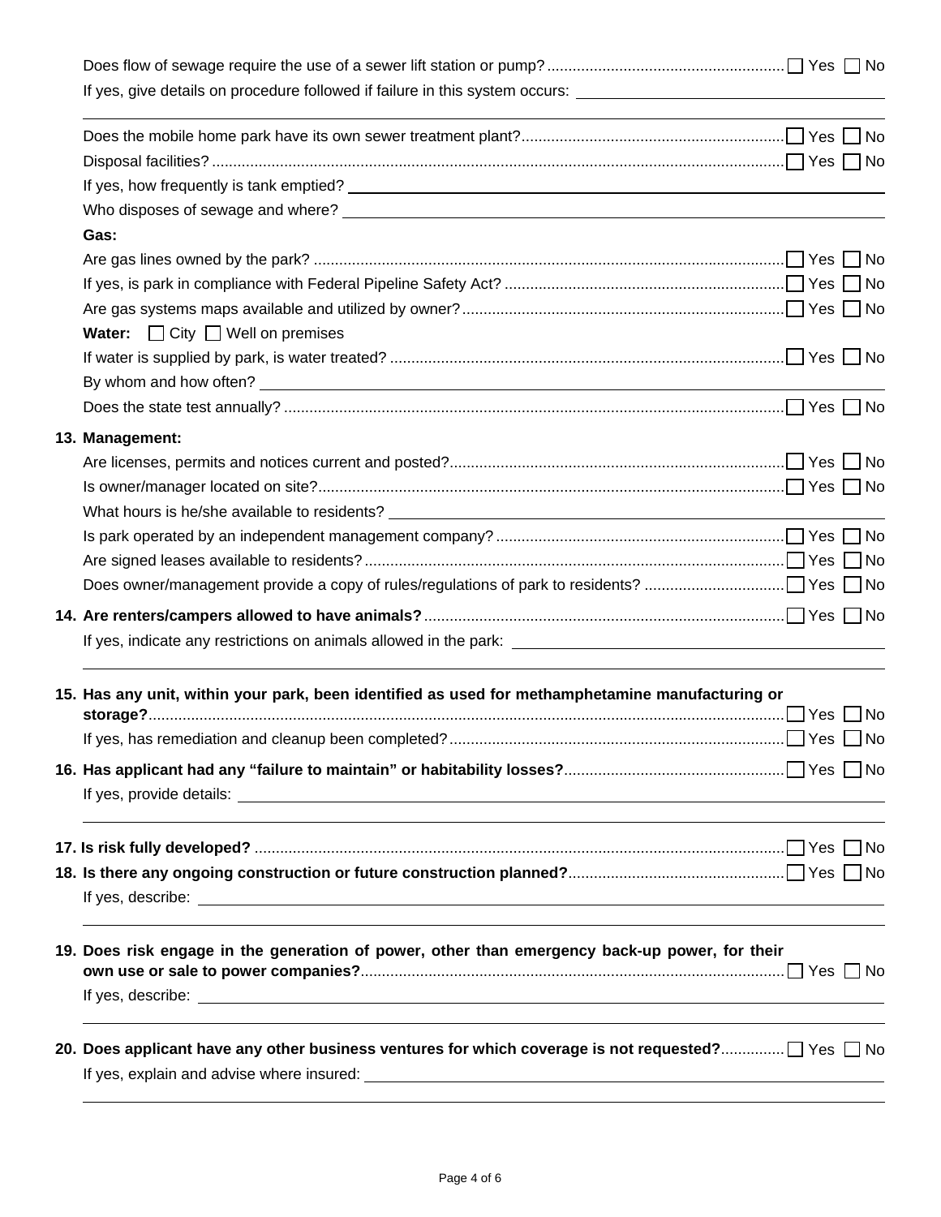Does flow of sewage require the use of a sewer lift station or pump? ☐ Yes ☐ No

If yes, give details on procedure followed if failure in this system occurs: ____________________

____________________

Does the mobile home park have its own sewer treatment plant? ☐ Yes ☐ No

Disposal facilities? ☐ Yes ☐ No

If yes, how frequently is tank emptied? ____________________

Who disposes of sewage and where? ____________________

**Gas:**

Are gas lines owned by the park? ☐ Yes ☐ No

If yes, is park in compliance with Federal Pipeline Safety Act? ☐ Yes ☐ No

Are gas systems maps available and utilized by owner? ☐ Yes ☐ No

**Water:** ☐ City ☐ Well on premises

If water is supplied by park, is water treated? ☐ Yes ☐ No

By whom and how often? ____________________

Does the state test annually? ☐ Yes ☐ No

**13. Management:**

Are licenses, permits and notices current and posted? ☐ Yes ☐ No

Is owner/manager located on site? ☐ Yes ☐ No

What hours is he/she available to residents? ____________________

Is park operated by an independent management company? ☐ Yes ☐ No

Are signed leases available to residents? ☐ Yes ☐ No

Does owner/management provide a copy of rules/regulations of park to residents? ☐ Yes ☐ No

**14. Are renters/campers allowed to have animals?** ☐ Yes ☐ No

If yes, indicate any restrictions on animals allowed in the park: ____________________

____________________

**15. Has any unit, within your park, been identified as used for methamphetamine manufacturing or storage?** ☐ Yes ☐ No

If yes, has remediation and cleanup been completed? ☐ Yes ☐ No

**16. Has applicant had any "failure to maintain" or habitability losses?** ☐ Yes ☐ No

If yes, provide details: ____________________

____________________

**17. Is risk fully developed?** ☐ Yes ☐ No

**18. Is there any ongoing construction or future construction planned?** ☐ Yes ☐ No

If yes, describe: ____________________

____________________

**19. Does risk engage in the generation of power, other than emergency back-up power, for their own use or sale to power companies?** ☐ Yes ☐ No

If yes, describe: ____________________

____________________

**20. Does applicant have any other business ventures for which coverage is not requested?** ☐ Yes ☐ No

If yes, explain and advise where insured: ____________________

____________________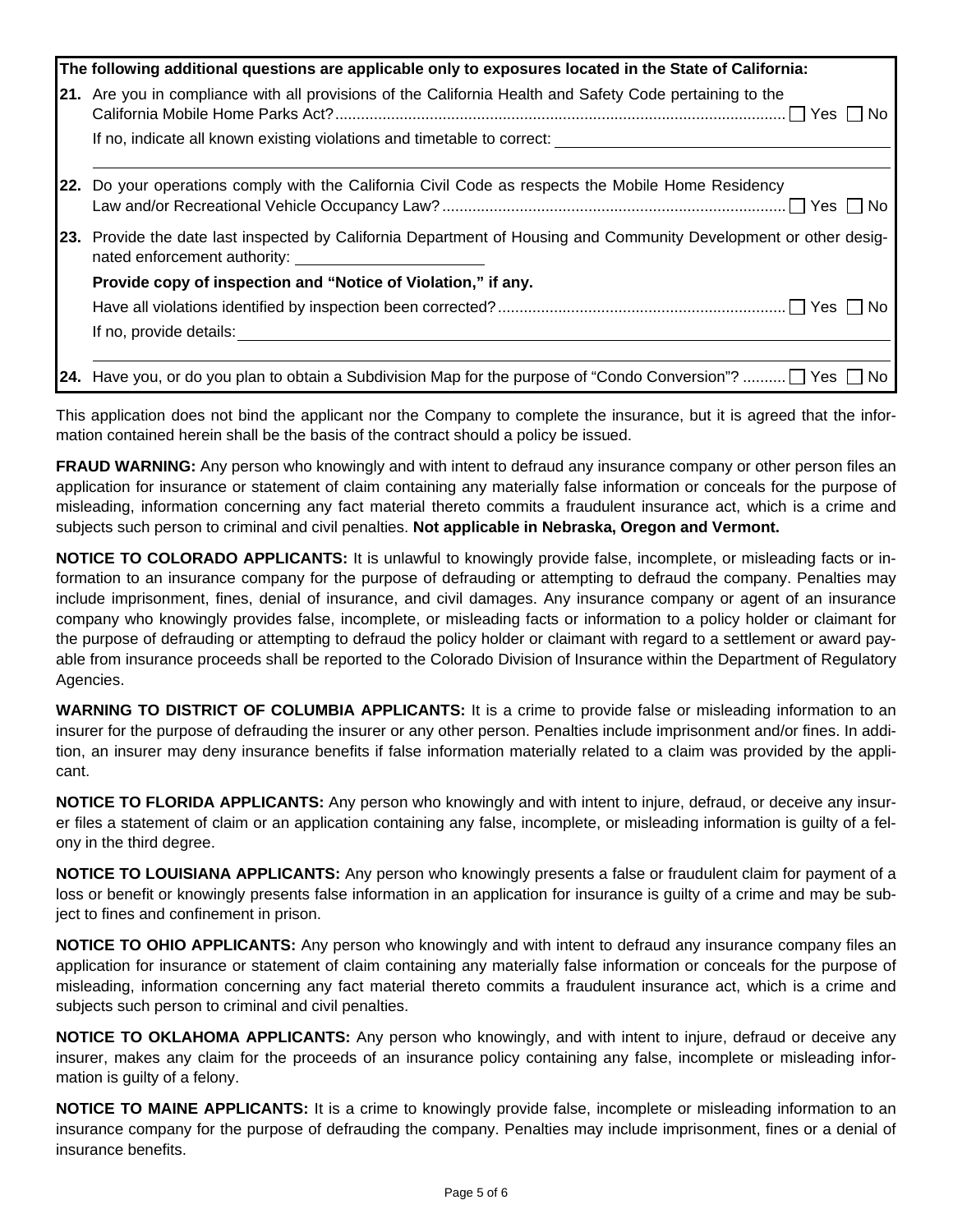**The following additional questions are applicable only to exposures located in the State of California:**

**21.** Are you in compliance with all provisions of the California Health and Safety Code pertaining to the California Mobile Home Parks Act? ☐ Yes ☐ No

If no, indicate all known existing violations and timetable to correct: ____________________

**22.** Do your operations comply with the California Civil Code as respects the Mobile Home Residency Law and/or Recreational Vehicle Occupancy Law? ☐ Yes ☐ No

**23.** Provide the date last inspected by California Department of Housing and Community Development or other designated enforcement authority: ____________________

**Provide copy of inspection and "Notice of Violation," if any.**

Have all violations identified by inspection been corrected? ☐ Yes ☐ No

If no, provide details: ____________________

**24.** Have you, or do you plan to obtain a Subdivision Map for the purpose of "Condo Conversion"? ☐ Yes ☐ No

This application does not bind the applicant nor the Company to complete the insurance, but it is agreed that the information contained herein shall be the basis of the contract should a policy be issued.

**FRAUD WARNING:** Any person who knowingly and with intent to defraud any insurance company or other person files an application for insurance or statement of claim containing any materially false information or conceals for the purpose of misleading, information concerning any fact material thereto commits a fraudulent insurance act, which is a crime and subjects such person to criminal and civil penalties. **Not applicable in Nebraska, Oregon and Vermont.**

**NOTICE TO COLORADO APPLICANTS:** It is unlawful to knowingly provide false, incomplete, or misleading facts or information to an insurance company for the purpose of defrauding or attempting to defraud the company. Penalties may include imprisonment, fines, denial of insurance, and civil damages. Any insurance company or agent of an insurance company who knowingly provides false, incomplete, or misleading facts or information to a policy holder or claimant for the purpose of defrauding or attempting to defraud the policy holder or claimant with regard to a settlement or award payable from insurance proceeds shall be reported to the Colorado Division of Insurance within the Department of Regulatory Agencies.

**WARNING TO DISTRICT OF COLUMBIA APPLICANTS:** It is a crime to provide false or misleading information to an insurer for the purpose of defrauding the insurer or any other person. Penalties include imprisonment and/or fines. In addition, an insurer may deny insurance benefits if false information materially related to a claim was provided by the applicant.

**NOTICE TO FLORIDA APPLICANTS:** Any person who knowingly and with intent to injure, defraud, or deceive any insurer files a statement of claim or an application containing any false, incomplete, or misleading information is guilty of a felony in the third degree.

**NOTICE TO LOUISIANA APPLICANTS:** Any person who knowingly presents a false or fraudulent claim for payment of a loss or benefit or knowingly presents false information in an application for insurance is guilty of a crime and may be subject to fines and confinement in prison.

**NOTICE TO OHIO APPLICANTS:** Any person who knowingly and with intent to defraud any insurance company files an application for insurance or statement of claim containing any materially false information or conceals for the purpose of misleading, information concerning any fact material thereto commits a fraudulent insurance act, which is a crime and subjects such person to criminal and civil penalties.

**NOTICE TO OKLAHOMA APPLICANTS:** Any person who knowingly, and with intent to injure, defraud or deceive any insurer, makes any claim for the proceeds of an insurance policy containing any false, incomplete or misleading information is guilty of a felony.

**NOTICE TO MAINE APPLICANTS:** It is a crime to knowingly provide false, incomplete or misleading information to an insurance company for the purpose of defrauding the company. Penalties may include imprisonment, fines or a denial of insurance benefits.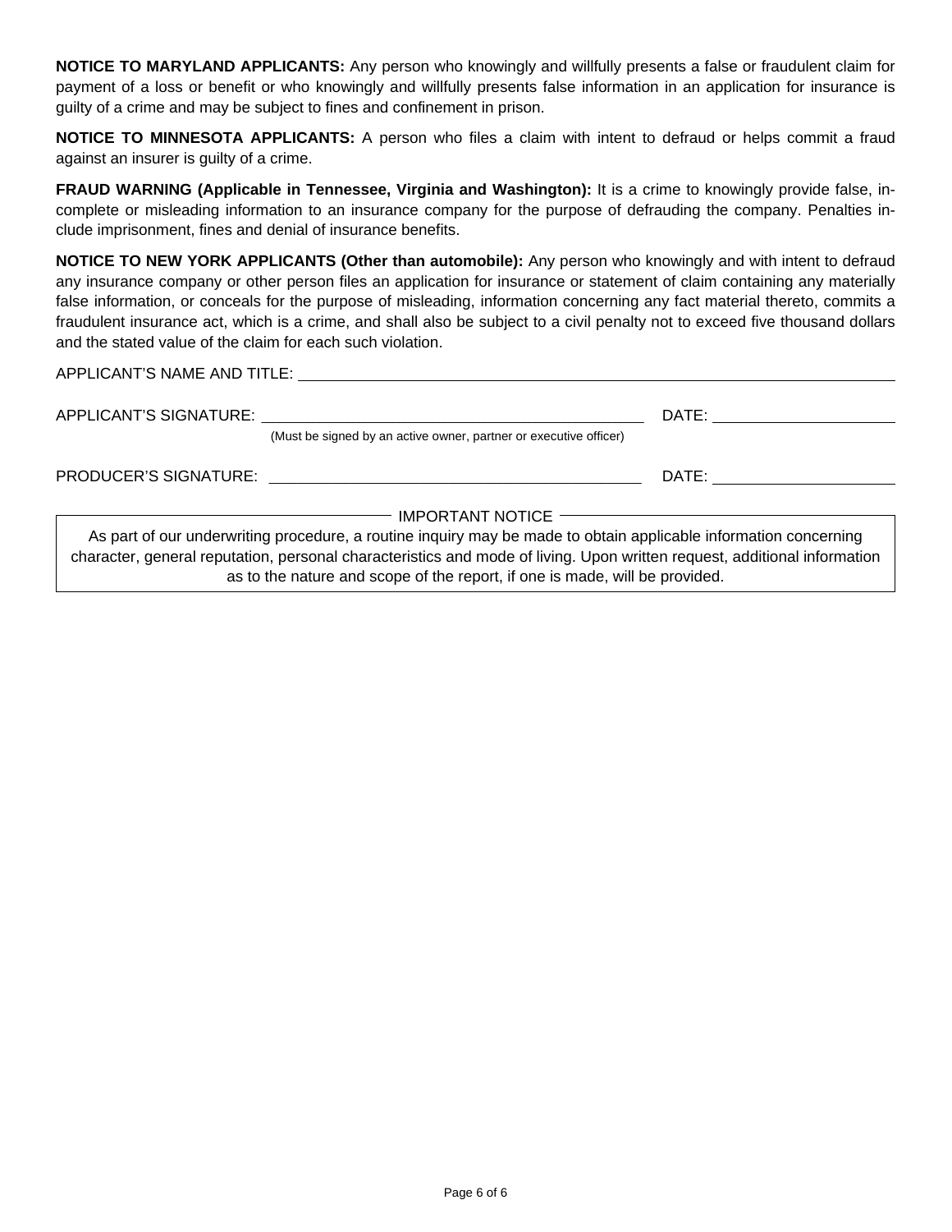**NOTICE TO MARYLAND APPLICANTS:** Any person who knowingly and willfully presents a false or fraudulent claim for payment of a loss or benefit or who knowingly and willfully presents false information in an application for insurance is guilty of a crime and may be subject to fines and confinement in prison.

**NOTICE TO MINNESOTA APPLICANTS:** A person who files a claim with intent to defraud or helps commit a fraud against an insurer is guilty of a crime.

**FRAUD WARNING (Applicable in Tennessee, Virginia and Washington):** It is a crime to knowingly provide false, incomplete or misleading information to an insurance company for the purpose of defrauding the company. Penalties include imprisonment, fines and denial of insurance benefits.

**NOTICE TO NEW YORK APPLICANTS (Other than automobile):** Any person who knowingly and with intent to defraud any insurance company or other person files an application for insurance or statement of claim containing any materially false information, or conceals for the purpose of misleading, information concerning any fact material thereto, commits a fraudulent insurance act, which is a crime, and shall also be subject to a civil penalty not to exceed five thousand dollars and the stated value of the claim for each such violation.

APPLICANT'S NAME AND TITLE: ______________________________________________

APPLICANT'S SIGNATURE: ______________________________ DATE: ______________

(Must be signed by an active owner, partner or executive officer)

PRODUCER'S SIGNATURE: ______________________________ DATE: ______________

IMPORTANT NOTICE

As part of our underwriting procedure, a routine inquiry may be made to obtain applicable information concerning character, general reputation, personal characteristics and mode of living. Upon written request, additional information as to the nature and scope of the report, if one is made, will be provided.